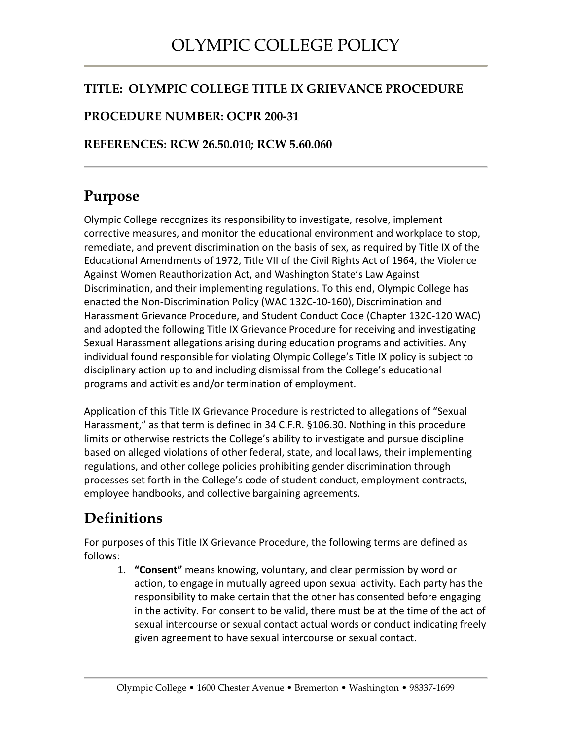# OLYMPIC COLLEGE POLICY

**TITLE: OLYMPIC COLLEGE TITLE IX GRIEVANCE PROCEDURE**

**PROCEDURE NUMBER: OCPR 200-31**

**REFERENCES: RCW 26.50.010; RCW 5.60.060**

## Purpose

Olympic College recognizes its responsibility to investigate, resolve, implement corrective measures, and monitor the educational environment and workplace to stop, remediate, and prevent discrimination on the basis of sex, as required by Title IX of the Educational Amendments of 1972, Title VII of the Civil Rights Act of 1964, the Violence Against Women Reauthorization Act, and Washington State's Law Against Discrimination, and their implementing regulations. To this end, Olympic College has enacted the Non-Discrimination Policy (WAC 132C-10-160), Discrimination and Harassment Grievance Procedure, and Student Conduct Code (Chapter 132C-120 WAC) and adopted the following Title IX Grievance Procedure for receiving and investigating Sexual Harassment allegations arising during education programs and activities. Any individual found responsible for violating Olympic College's Title IX policy is subject to disciplinary action up to and including dismissal from the College's educational programs and activities and/or termination of employment.

Application of this Title IX Grievance Procedure is restricted to allegations of "Sexual Harassment," as that term is defined in 34 C.F.R. §106.30. Nothing in this procedure limits or otherwise restricts the College's ability to investigate and pursue discipline based on alleged violations of other federal, state, and local laws, their implementing regulations, and other college policies prohibiting gender discrimination through processes set forth in the College's code of student conduct, employment contracts, employee handbooks, and collective bargaining agreements.

## Definitions

For purposes of this Title IX Grievance Procedure, the following terms are defined as follows:

1. **"Consent"** means knowing, voluntary, and clear permission by word or action, to engage in mutually agreed upon sexual activity. Each party has the responsibility to make certain that the other has consented before engaging in the activity. For consent to be valid, there must be at the time of the act of sexual intercourse or sexual contact actual words or conduct indicating freely given agreement to have sexual intercourse or sexual contact.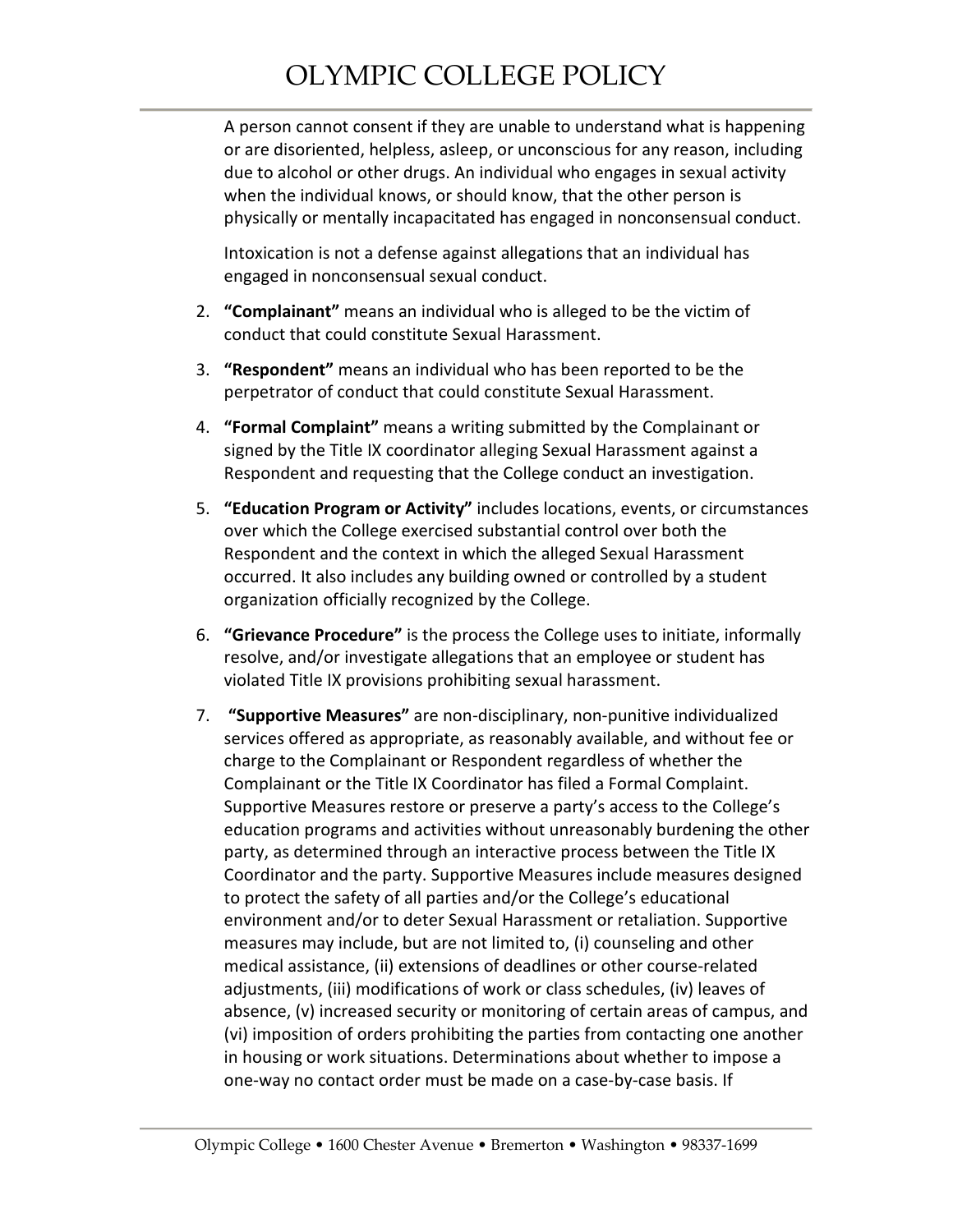A person cannot consent if they are unable to understand what is happening or are disoriented, helpless, asleep, or unconscious for any reason, including due to alcohol or other drugs. An individual who engages in sexual activity when the individual knows, or should know, that the other person is physically or mentally incapacitated has engaged in nonconsensual conduct.

Intoxication is not a defense against allegations that an individual has engaged in nonconsensual sexual conduct.

2. **"Complainant"** means an individual who is alleged to be the victim of conduct that could constitute Sexual Harassment.

3. **"Respondent"** means an individual who has been reported to be the perpetrator of conduct that could constitute Sexual Harassment.

4. **"Formal Complaint"** means a writing submitted by the Complainant or signed by the Title IX coordinator alleging Sexual Harassment against a Respondent and requesting that the College conduct an investigation.

5. **"Education Program or Activity"** includes locations, events, or circumstances over which the College exercised substantial control over both the Respondent and the context in which the alleged Sexual Harassment occurred. It also includes any building owned or controlled by a student organization officially recognized by the College.

6. **"Grievance Procedure"** is the process the College uses to initiate, informally resolve, and/or investigate allegations that an employee or student has violated Title IX provisions prohibiting sexual harassment.

7. **"Supportive Measures"** are non-disciplinary, non-punitive individualized services offered as appropriate, as reasonably available, and without fee or charge to the Complainant or Respondent regardless of whether the Complainant or the Title IX Coordinator has filed a Formal Complaint. Supportive Measures restore or preserve a party's access to the College's education programs and activities without unreasonably burdening the other party, as determined through an interactive process between the Title IX Coordinator and the party. Supportive Measures include measures designed to protect the safety of all parties and/or the College's educational environment and/or to deter Sexual Harassment or retaliation. Supportive measures may include, but are not limited to, (i) counseling and other medical assistance, (ii) extensions of deadlines or other course-related adjustments, (iii) modifications of work or class schedules, (iv) leaves of absence, (v) increased security or monitoring of certain areas of campus, and (vi) imposition of orders prohibiting the parties from contacting one another in housing or work situations. Determinations about whether to impose a one-way no contact order must be made on a case-by-case basis. If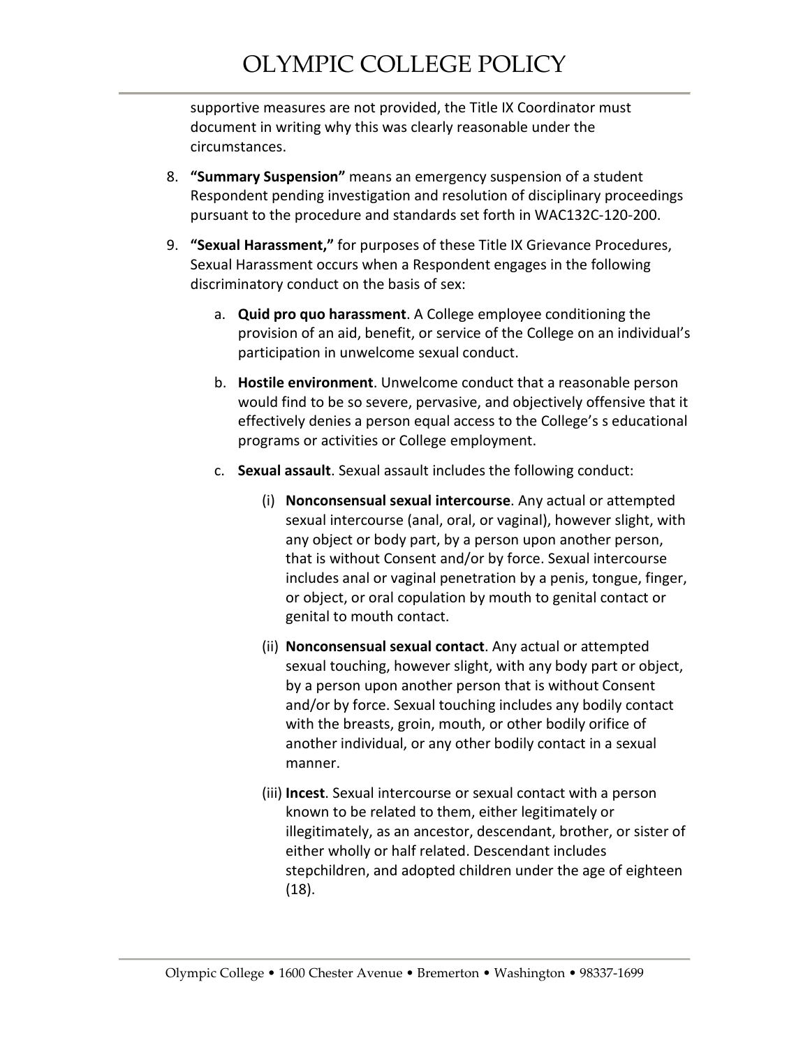supportive measures are not provided, the Title IX Coordinator must document in writing why this was clearly reasonable under the circumstances.

8. **"Summary Suspension"** means an emergency suspension of a student Respondent pending investigation and resolution of disciplinary proceedings pursuant to the procedure and standards set forth in WAC132C-120-200.

9. **"Sexual Harassment,"** for purposes of these Title IX Grievance Procedures, Sexual Harassment occurs when a Respondent engages in the following discriminatory conduct on the basis of sex:

   a. **Quid pro quo harassment**. A College employee conditioning the provision of an aid, benefit, or service of the College on an individual's participation in unwelcome sexual conduct.

   b. **Hostile environment**. Unwelcome conduct that a reasonable person would find to be so severe, pervasive, and objectively offensive that it effectively denies a person equal access to the College's s educational programs or activities or College employment.

   c. **Sexual assault**. Sexual assault includes the following conduct:

      (i) **Nonconsensual sexual intercourse**. Any actual or attempted sexual intercourse (anal, oral, or vaginal), however slight, with any object or body part, by a person upon another person, that is without Consent and/or by force. Sexual intercourse includes anal or vaginal penetration by a penis, tongue, finger, or object, or oral copulation by mouth to genital contact or genital to mouth contact.

      (ii) **Nonconsensual sexual contact**. Any actual or attempted sexual touching, however slight, with any body part or object, by a person upon another person that is without Consent and/or by force. Sexual touching includes any bodily contact with the breasts, groin, mouth, or other bodily orifice of another individual, or any other bodily contact in a sexual manner.

      (iii) **Incest**. Sexual intercourse or sexual contact with a person known to be related to them, either legitimately or illegitimately, as an ancestor, descendant, brother, or sister of either wholly or half related. Descendant includes stepchildren, and adopted children under the age of eighteen (18).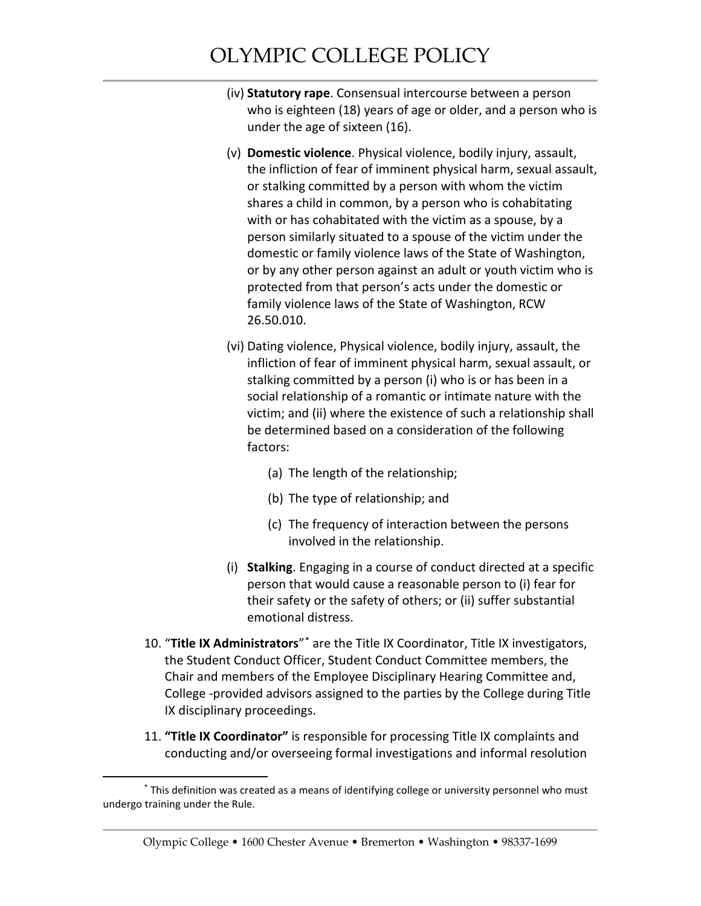(iv) **Statutory rape**. Consensual intercourse between a person who is eighteen (18) years of age or older, and a person who is under the age of sixteen (16).

(v) **Domestic violence**. Physical violence, bodily injury, assault, the infliction of fear of imminent physical harm, sexual assault, or stalking committed by a person with whom the victim shares a child in common, by a person who is cohabitating with or has cohabitated with the victim as a spouse, by a person similarly situated to a spouse of the victim under the domestic or family violence laws of the State of Washington, or by any other person against an adult or youth victim who is protected from that person's acts under the domestic or family violence laws of the State of Washington, RCW 26.50.010.

(vi) Dating violence, Physical violence, bodily injury, assault, the infliction of fear of imminent physical harm, sexual assault, or stalking committed by a person (i) who is or has been in a social relationship of a romantic or intimate nature with the victim; and (ii) where the existence of such a relationship shall be determined based on a consideration of the following factors:

(a) The length of the relationship;

(b) The type of relationship; and

(c) The frequency of interaction between the persons involved in the relationship.

(i) **Stalking**. Engaging in a course of conduct directed at a specific person that would cause a reasonable person to (i) fear for their safety or the safety of others; or (ii) suffer substantial emotional distress.

10. "**Title IX Administrators**"[*] are the Title IX Coordinator, Title IX investigators, the Student Conduct Officer, Student Conduct Committee members, the Chair and members of the Employee Disciplinary Hearing Committee and, College -provided advisors assigned to the parties by the College during Title IX disciplinary proceedings.

11. **"Title IX Coordinator"** is responsible for processing Title IX complaints and conducting and/or overseeing formal investigations and informal resolution

[*] This definition was created as a means of identifying college or university personnel who must undergo training under the Rule.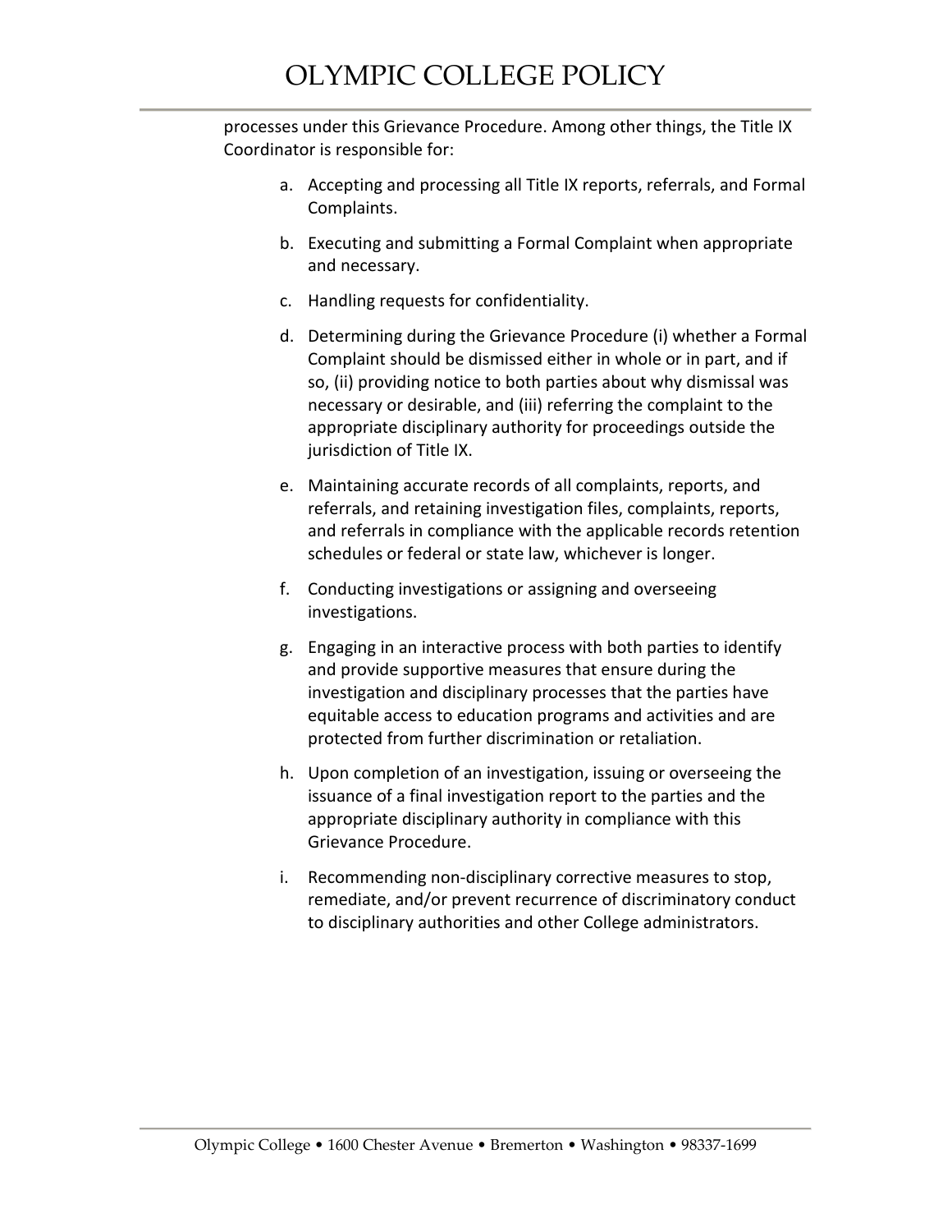processes under this Grievance Procedure. Among other things, the Title IX Coordinator is responsible for:

a. Accepting and processing all Title IX reports, referrals, and Formal Complaints.

b. Executing and submitting a Formal Complaint when appropriate and necessary.

c. Handling requests for confidentiality.

d. Determining during the Grievance Procedure (i) whether a Formal Complaint should be dismissed either in whole or in part, and if so, (ii) providing notice to both parties about why dismissal was necessary or desirable, and (iii) referring the complaint to the appropriate disciplinary authority for proceedings outside the jurisdiction of Title IX.

e. Maintaining accurate records of all complaints, reports, and referrals, and retaining investigation files, complaints, reports, and referrals in compliance with the applicable records retention schedules or federal or state law, whichever is longer.

f. Conducting investigations or assigning and overseeing investigations.

g. Engaging in an interactive process with both parties to identify and provide supportive measures that ensure during the investigation and disciplinary processes that the parties have equitable access to education programs and activities and are protected from further discrimination or retaliation.

h. Upon completion of an investigation, issuing or overseeing the issuance of a final investigation report to the parties and the appropriate disciplinary authority in compliance with this Grievance Procedure.

i. Recommending non-disciplinary corrective measures to stop, remediate, and/or prevent recurrence of discriminatory conduct to disciplinary authorities and other College administrators.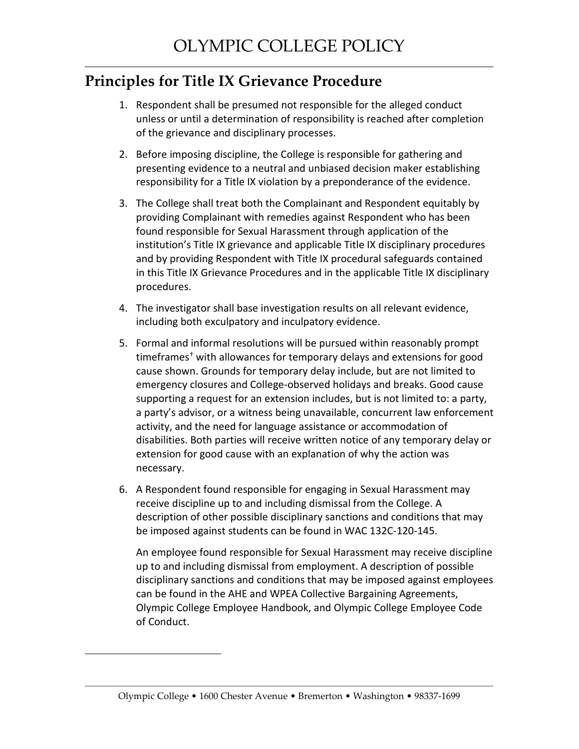## Principles for Title IX Grievance Procedure

1. Respondent shall be presumed not responsible for the alleged conduct unless or until a determination of responsibility is reached after completion of the grievance and disciplinary processes.

2. Before imposing discipline, the College is responsible for gathering and presenting evidence to a neutral and unbiased decision maker establishing responsibility for a Title IX violation by a preponderance of the evidence.

3. The College shall treat both the Complainant and Respondent equitably by providing Complainant with remedies against Respondent who has been found responsible for Sexual Harassment through application of the institution's Title IX grievance and applicable Title IX disciplinary procedures and by providing Respondent with Title IX procedural safeguards contained in this Title IX Grievance Procedures and in the applicable Title IX disciplinary procedures.

4. The investigator shall base investigation results on all relevant evidence, including both exculpatory and inculpatory evidence.

5. Formal and informal resolutions will be pursued within reasonably prompt timeframes[†] with allowances for temporary delays and extensions for good cause shown. Grounds for temporary delay include, but are not limited to emergency closures and College-observed holidays and breaks. Good cause supporting a request for an extension includes, but is not limited to: a party, a party's advisor, or a witness being unavailable, concurrent law enforcement activity, and the need for language assistance or accommodation of disabilities. Both parties will receive written notice of any temporary delay or extension for good cause with an explanation of why the action was necessary.

6. A Respondent found responsible for engaging in Sexual Harassment may receive discipline up to and including dismissal from the College. A description of other possible disciplinary sanctions and conditions that may be imposed against students can be found in WAC 132C-120-145.

   An employee found responsible for Sexual Harassment may receive discipline up to and including dismissal from employment. A description of possible disciplinary sanctions and conditions that may be imposed against employees can be found in the AHE and WPEA Collective Bargaining Agreements, Olympic College Employee Handbook, and Olympic College Employee Code of Conduct.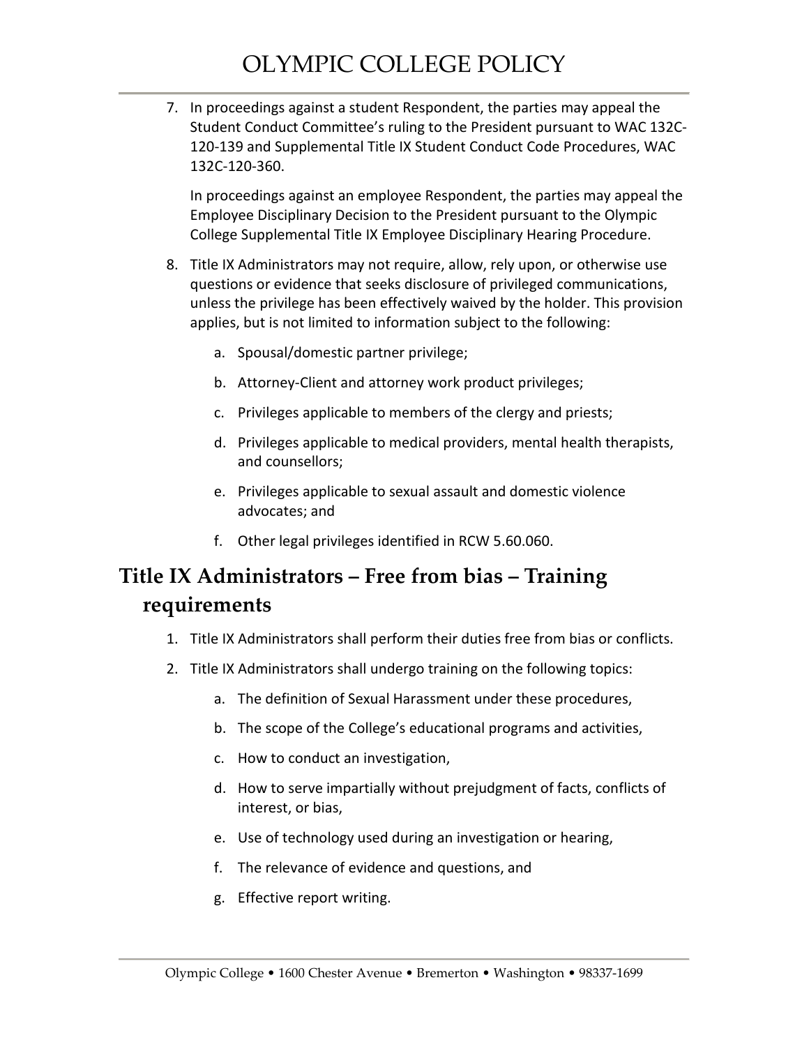7. In proceedings against a student Respondent, the parties may appeal the Student Conduct Committee's ruling to the President pursuant to WAC 132C-120-139 and Supplemental Title IX Student Conduct Code Procedures, WAC 132C-120-360.

   In proceedings against an employee Respondent, the parties may appeal the Employee Disciplinary Decision to the President pursuant to the Olympic College Supplemental Title IX Employee Disciplinary Hearing Procedure.

8. Title IX Administrators may not require, allow, rely upon, or otherwise use questions or evidence that seeks disclosure of privileged communications, unless the privilege has been effectively waived by the holder. This provision applies, but is not limited to information subject to the following:

   a. Spousal/domestic partner privilege;

   b. Attorney-Client and attorney work product privileges;

   c. Privileges applicable to members of the clergy and priests;

   d. Privileges applicable to medical providers, mental health therapists, and counsellors;

   e. Privileges applicable to sexual assault and domestic violence advocates; and

   f. Other legal privileges identified in RCW 5.60.060.

## Title IX Administrators – Free from bias – Training requirements

1. Title IX Administrators shall perform their duties free from bias or conflicts.

2. Title IX Administrators shall undergo training on the following topics:

   a. The definition of Sexual Harassment under these procedures,

   b. The scope of the College's educational programs and activities,

   c. How to conduct an investigation,

   d. How to serve impartially without prejudgment of facts, conflicts of interest, or bias,

   e. Use of technology used during an investigation or hearing,

   f. The relevance of evidence and questions, and

   g. Effective report writing.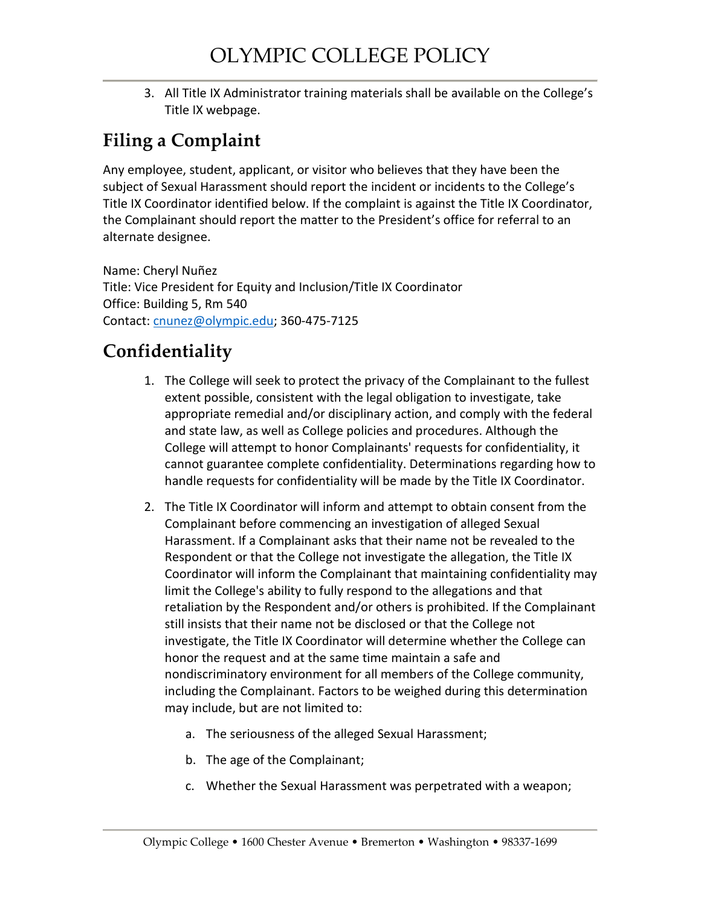3. All Title IX Administrator training materials shall be available on the College's Title IX webpage.

## Filing a Complaint

Any employee, student, applicant, or visitor who believes that they have been the subject of Sexual Harassment should report the incident or incidents to the College's Title IX Coordinator identified below. If the complaint is against the Title IX Coordinator, the Complainant should report the matter to the President's office for referral to an alternate designee.

Name: Cheryl Nuñez
Title: Vice President for Equity and Inclusion/Title IX Coordinator
Office: Building 5, Rm 540
Contact: cnunez@olympic.edu; 360-475-7125

## Confidentiality

1. The College will seek to protect the privacy of the Complainant to the fullest extent possible, consistent with the legal obligation to investigate, take appropriate remedial and/or disciplinary action, and comply with the federal and state law, as well as College policies and procedures. Although the College will attempt to honor Complainants' requests for confidentiality, it cannot guarantee complete confidentiality. Determinations regarding how to handle requests for confidentiality will be made by the Title IX Coordinator.

2. The Title IX Coordinator will inform and attempt to obtain consent from the Complainant before commencing an investigation of alleged Sexual Harassment. If a Complainant asks that their name not be revealed to the Respondent or that the College not investigate the allegation, the Title IX Coordinator will inform the Complainant that maintaining confidentiality may limit the College's ability to fully respond to the allegations and that retaliation by the Respondent and/or others is prohibited. If the Complainant still insists that their name not be disclosed or that the College not investigate, the Title IX Coordinator will determine whether the College can honor the request and at the same time maintain a safe and nondiscriminatory environment for all members of the College community, including the Complainant. Factors to be weighed during this determination may include, but are not limited to:

   a. The seriousness of the alleged Sexual Harassment;

   b. The age of the Complainant;

   c. Whether the Sexual Harassment was perpetrated with a weapon;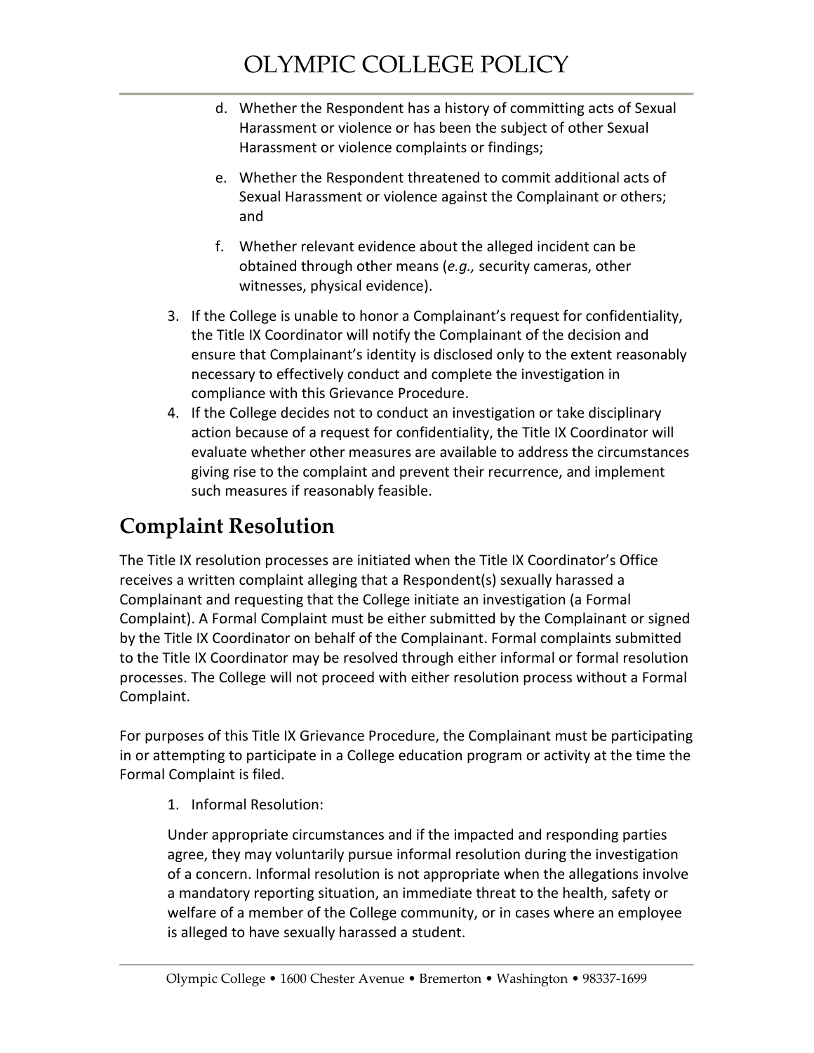d. Whether the Respondent has a history of committing acts of Sexual Harassment or violence or has been the subject of other Sexual Harassment or violence complaints or findings;

e. Whether the Respondent threatened to commit additional acts of Sexual Harassment or violence against the Complainant or others; and

f. Whether relevant evidence about the alleged incident can be obtained through other means (*e.g.,* security cameras, other witnesses, physical evidence).

3. If the College is unable to honor a Complainant's request for confidentiality, the Title IX Coordinator will notify the Complainant of the decision and ensure that Complainant's identity is disclosed only to the extent reasonably necessary to effectively conduct and complete the investigation in compliance with this Grievance Procedure.
4. If the College decides not to conduct an investigation or take disciplinary action because of a request for confidentiality, the Title IX Coordinator will evaluate whether other measures are available to address the circumstances giving rise to the complaint and prevent their recurrence, and implement such measures if reasonably feasible.

## Complaint Resolution

The Title IX resolution processes are initiated when the Title IX Coordinator's Office receives a written complaint alleging that a Respondent(s) sexually harassed a Complainant and requesting that the College initiate an investigation (a Formal Complaint). A Formal Complaint must be either submitted by the Complainant or signed by the Title IX Coordinator on behalf of the Complainant. Formal complaints submitted to the Title IX Coordinator may be resolved through either informal or formal resolution processes. The College will not proceed with either resolution process without a Formal Complaint.

For purposes of this Title IX Grievance Procedure, the Complainant must be participating in or attempting to participate in a College education program or activity at the time the Formal Complaint is filed.

1. Informal Resolution:

Under appropriate circumstances and if the impacted and responding parties agree, they may voluntarily pursue informal resolution during the investigation of a concern. Informal resolution is not appropriate when the allegations involve a mandatory reporting situation, an immediate threat to the health, safety or welfare of a member of the College community, or in cases where an employee is alleged to have sexually harassed a student.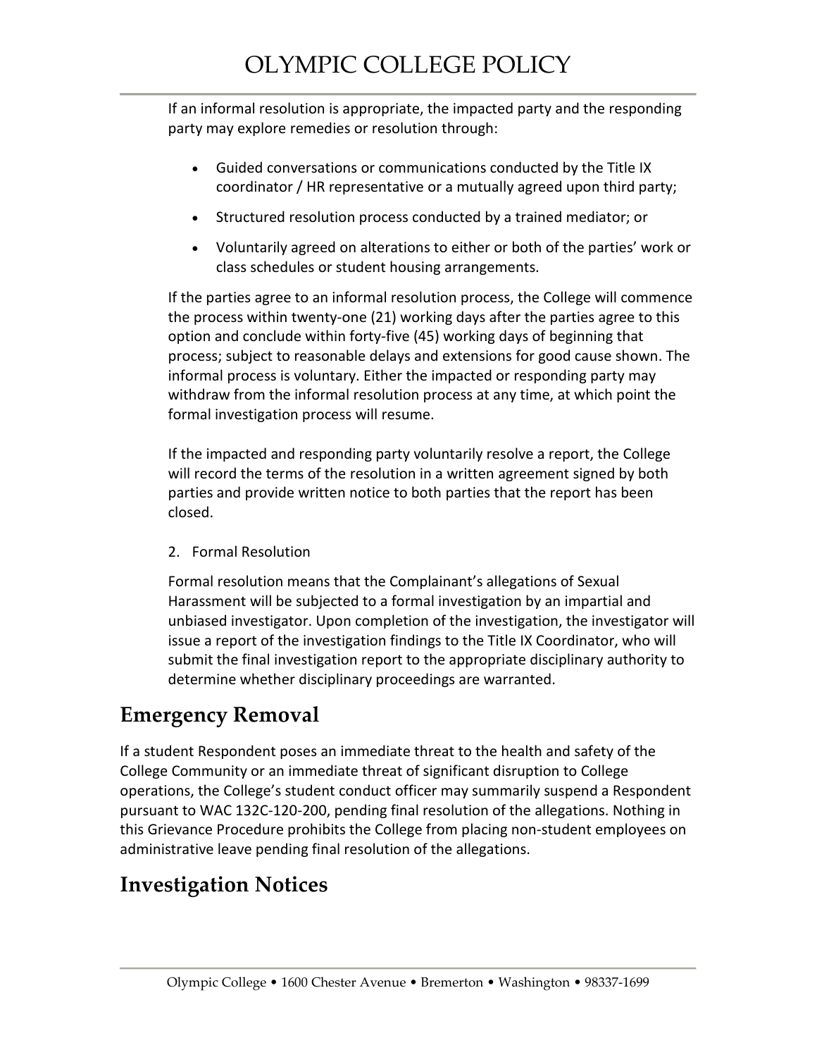If an informal resolution is appropriate, the impacted party and the responding party may explore remedies or resolution through:

- Guided conversations or communications conducted by the Title IX coordinator / HR representative or a mutually agreed upon third party;
- Structured resolution process conducted by a trained mediator; or
- Voluntarily agreed on alterations to either or both of the parties' work or class schedules or student housing arrangements.

If the parties agree to an informal resolution process, the College will commence the process within twenty-one (21) working days after the parties agree to this option and conclude within forty-five (45) working days of beginning that process; subject to reasonable delays and extensions for good cause shown. The informal process is voluntary. Either the impacted or responding party may withdraw from the informal resolution process at any time, at which point the formal investigation process will resume.

If the impacted and responding party voluntarily resolve a report, the College will record the terms of the resolution in a written agreement signed by both parties and provide written notice to both parties that the report has been closed.

2. Formal Resolution

Formal resolution means that the Complainant's allegations of Sexual Harassment will be subjected to a formal investigation by an impartial and unbiased investigator. Upon completion of the investigation, the investigator will issue a report of the investigation findings to the Title IX Coordinator, who will submit the final investigation report to the appropriate disciplinary authority to determine whether disciplinary proceedings are warranted.

## Emergency Removal

If a student Respondent poses an immediate threat to the health and safety of the College Community or an immediate threat of significant disruption to College operations, the College's student conduct officer may summarily suspend a Respondent pursuant to WAC 132C-120-200, pending final resolution of the allegations. Nothing in this Grievance Procedure prohibits the College from placing non-student employees on administrative leave pending final resolution of the allegations.

## Investigation Notices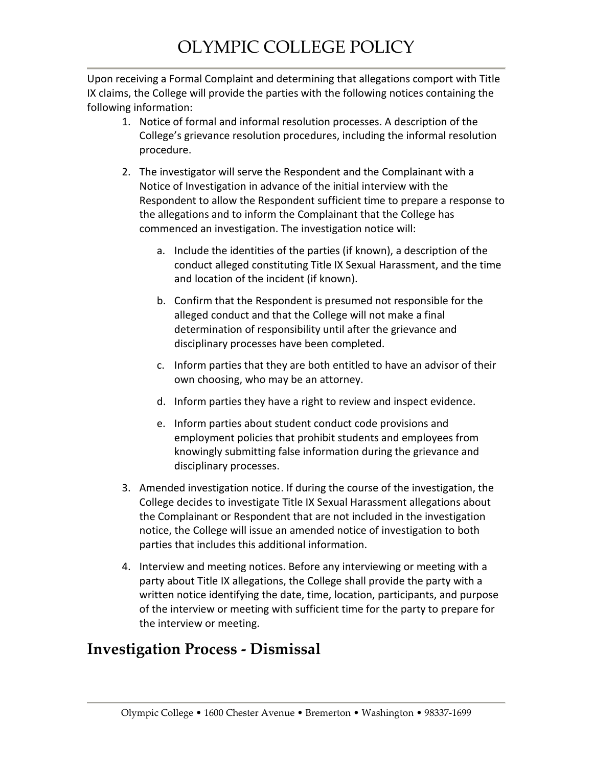Upon receiving a Formal Complaint and determining that allegations comport with Title IX claims, the College will provide the parties with the following notices containing the following information:

1. Notice of formal and informal resolution processes. A description of the College's grievance resolution procedures, including the informal resolution procedure.

2. The investigator will serve the Respondent and the Complainant with a Notice of Investigation in advance of the initial interview with the Respondent to allow the Respondent sufficient time to prepare a response to the allegations and to inform the Complainant that the College has commenced an investigation. The investigation notice will:

   a. Include the identities of the parties (if known), a description of the conduct alleged constituting Title IX Sexual Harassment, and the time and location of the incident (if known).

   b. Confirm that the Respondent is presumed not responsible for the alleged conduct and that the College will not make a final determination of responsibility until after the grievance and disciplinary processes have been completed.

   c. Inform parties that they are both entitled to have an advisor of their own choosing, who may be an attorney.

   d. Inform parties they have a right to review and inspect evidence.

   e. Inform parties about student conduct code provisions and employment policies that prohibit students and employees from knowingly submitting false information during the grievance and disciplinary processes.

3. Amended investigation notice. If during the course of the investigation, the College decides to investigate Title IX Sexual Harassment allegations about the Complainant or Respondent that are not included in the investigation notice, the College will issue an amended notice of investigation to both parties that includes this additional information.

4. Interview and meeting notices. Before any interviewing or meeting with a party about Title IX allegations, the College shall provide the party with a written notice identifying the date, time, location, participants, and purpose of the interview or meeting with sufficient time for the party to prepare for the interview or meeting.

## Investigation Process - Dismissal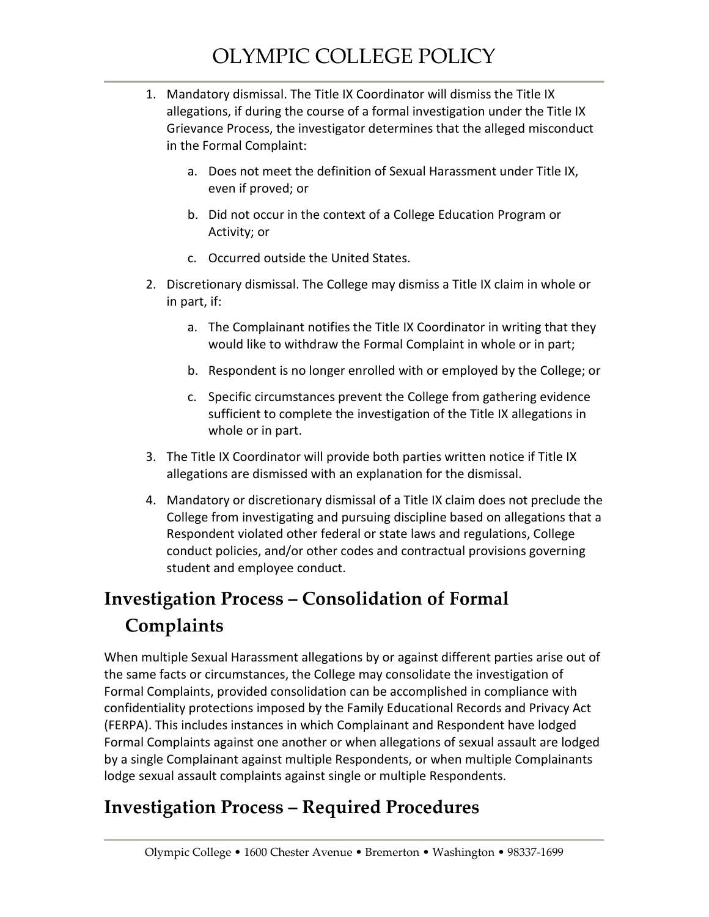1. Mandatory dismissal. The Title IX Coordinator will dismiss the Title IX allegations, if during the course of a formal investigation under the Title IX Grievance Process, the investigator determines that the alleged misconduct in the Formal Complaint:

    a. Does not meet the definition of Sexual Harassment under Title IX, even if proved; or

    b. Did not occur in the context of a College Education Program or Activity; or

    c. Occurred outside the United States.

2. Discretionary dismissal. The College may dismiss a Title IX claim in whole or in part, if:

    a. The Complainant notifies the Title IX Coordinator in writing that they would like to withdraw the Formal Complaint in whole or in part;

    b. Respondent is no longer enrolled with or employed by the College; or

    c. Specific circumstances prevent the College from gathering evidence sufficient to complete the investigation of the Title IX allegations in whole or in part.

3. The Title IX Coordinator will provide both parties written notice if Title IX allegations are dismissed with an explanation for the dismissal.

4. Mandatory or discretionary dismissal of a Title IX claim does not preclude the College from investigating and pursuing discipline based on allegations that a Respondent violated other federal or state laws and regulations, College conduct policies, and/or other codes and contractual provisions governing student and employee conduct.

## Investigation Process – Consolidation of Formal Complaints

When multiple Sexual Harassment allegations by or against different parties arise out of the same facts or circumstances, the College may consolidate the investigation of Formal Complaints, provided consolidation can be accomplished in compliance with confidentiality protections imposed by the Family Educational Records and Privacy Act (FERPA). This includes instances in which Complainant and Respondent have lodged Formal Complaints against one another or when allegations of sexual assault are lodged by a single Complainant against multiple Respondents, or when multiple Complainants lodge sexual assault complaints against single or multiple Respondents.

## Investigation Process – Required Procedures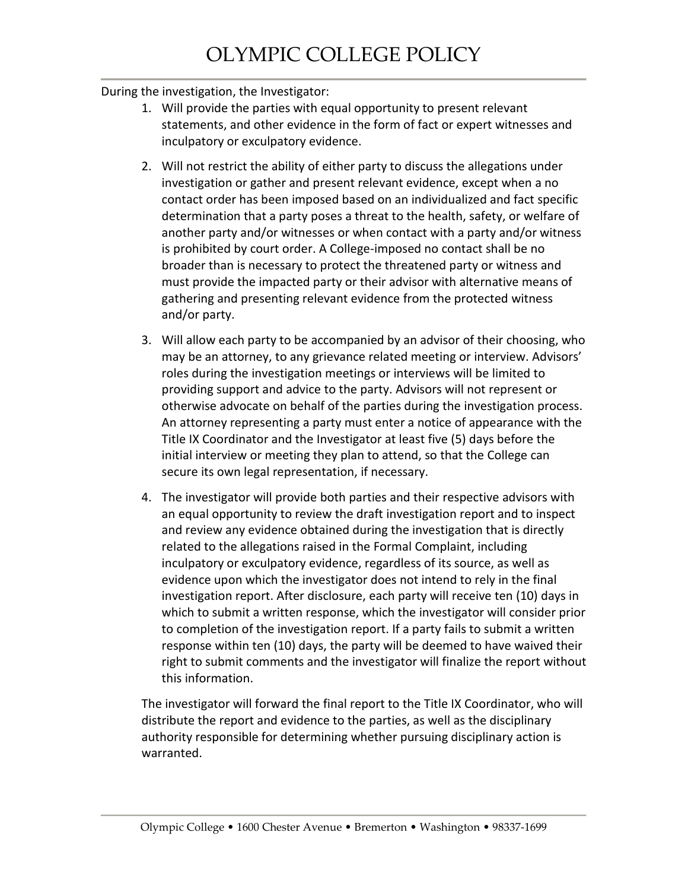During the investigation, the Investigator:

1. Will provide the parties with equal opportunity to present relevant statements, and other evidence in the form of fact or expert witnesses and inculpatory or exculpatory evidence.

2. Will not restrict the ability of either party to discuss the allegations under investigation or gather and present relevant evidence, except when a no contact order has been imposed based on an individualized and fact specific determination that a party poses a threat to the health, safety, or welfare of another party and/or witnesses or when contact with a party and/or witness is prohibited by court order. A College-imposed no contact shall be no broader than is necessary to protect the threatened party or witness and must provide the impacted party or their advisor with alternative means of gathering and presenting relevant evidence from the protected witness and/or party.

3. Will allow each party to be accompanied by an advisor of their choosing, who may be an attorney, to any grievance related meeting or interview. Advisors' roles during the investigation meetings or interviews will be limited to providing support and advice to the party. Advisors will not represent or otherwise advocate on behalf of the parties during the investigation process. An attorney representing a party must enter a notice of appearance with the Title IX Coordinator and the Investigator at least five (5) days before the initial interview or meeting they plan to attend, so that the College can secure its own legal representation, if necessary.

4. The investigator will provide both parties and their respective advisors with an equal opportunity to review the draft investigation report and to inspect and review any evidence obtained during the investigation that is directly related to the allegations raised in the Formal Complaint, including inculpatory or exculpatory evidence, regardless of its source, as well as evidence upon which the investigator does not intend to rely in the final investigation report. After disclosure, each party will receive ten (10) days in which to submit a written response, which the investigator will consider prior to completion of the investigation report. If a party fails to submit a written response within ten (10) days, the party will be deemed to have waived their right to submit comments and the investigator will finalize the report without this information.

The investigator will forward the final report to the Title IX Coordinator, who will distribute the report and evidence to the parties, as well as the disciplinary authority responsible for determining whether pursuing disciplinary action is warranted.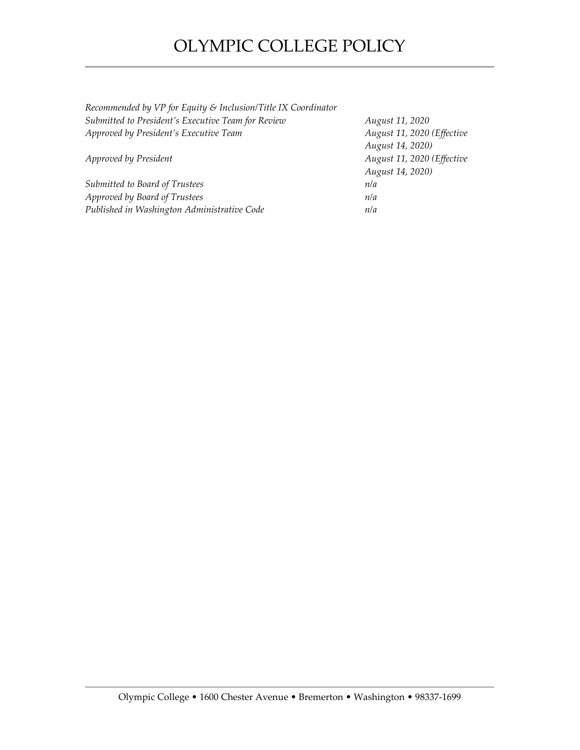# OLYMPIC COLLEGE POLICY

| | |
|---|---|
| *Recommended by VP for Equity & Inclusion/Title IX Coordinator* | |
| *Submitted to President's Executive Team for Review* | *August 11, 2020* |
| *Approved by President's Executive Team* | *August 11, 2020 (Effective August 14, 2020)* |
| *Approved by President* | *August 11, 2020 (Effective August 14, 2020)* |
| *Submitted to Board of Trustees* | *n/a* |
| *Approved by Board of Trustees* | *n/a* |
| *Published in Washington Administrative Code* | *n/a* |

Olympic College • 1600 Chester Avenue • Bremerton • Washington • 98337-1699